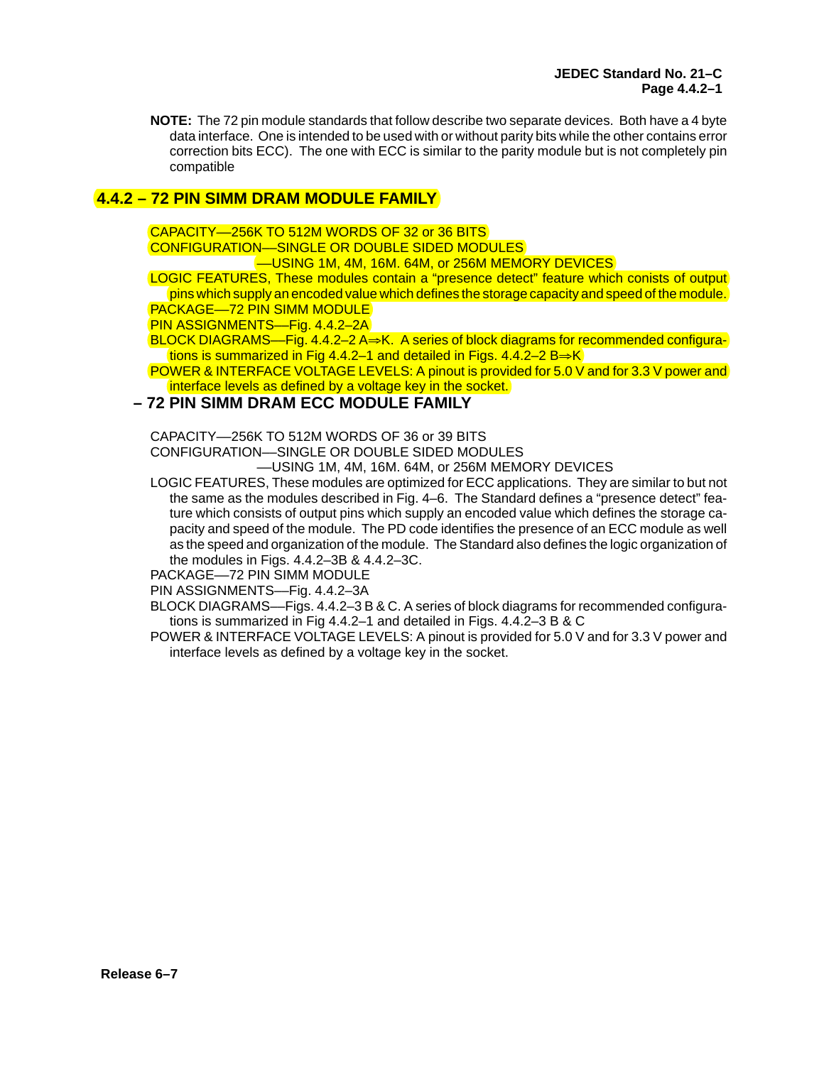**NOTE:** The 72 pin module standards that follow describe two separate devices. Both have a 4 byte data interface. One is intended to be used with or without parity bits while the other contains error correction bits ECC). The one with ECC is similar to the parity module but is not completely pin compatible

## 4.4.2 – 72 PIN SIMM DRAM MODULE FAMILY

CAPACITY—256K TO 512M WORDS OF 32 or 36 BITS

CONFIGURATION—SINGLE OR DOUBLE SIDED MODULES

—USING 1M, 4M, 16M. 64M, or 256M MEMORY DEVICES

LOGIC FEATURES, These modules contain a “presence detect” feature which conists of output pins which supply an encoded value which defines the storage capacity and speed of the module.

PACKAGE—72 PIN SIMM MODULE

PIN ASSIGNMENTS—Fig. 4.4.2–2A

BLOCK DIAGRAMS—Fig. 4.4.2–2 A⇒K. A series of block diagrams for recommended configurations is summarized in Fig 4.4.2–1 and detailed in Figs. 4.4.2–2 B⇒K

POWER & INTERFACE VOLTAGE LEVELS: A pinout is provided for 5.0 V and for 3.3 V power and interface levels as defined by a voltage key in the socket.

## – 72 PIN SIMM DRAM ECC MODULE FAMILY

CAPACITY—256K TO 512M WORDS OF 36 or 39 BITS

CONFIGURATION—SINGLE OR DOUBLE SIDED MODULES

—USING 1M, 4M, 16M. 64M, or 256M MEMORY DEVICES

LOGIC FEATURES, These modules are optimized for ECC applications. They are similar to but not the same as the modules described in Fig. 4–6. The Standard defines a “presence detect” feature which consists of output pins which supply an encoded value which defines the storage capacity and speed of the module. The PD code identifies the presence of an ECC module as well as the speed and organization of the module. The Standard also defines the logic organization of the modules in Figs. 4.4.2–3B & 4.4.2–3C.

PACKAGE—72 PIN SIMM MODULE

PIN ASSIGNMENTS—Fig. 4.4.2–3A

BLOCK DIAGRAMS—Figs. 4.4.2–3 B & C. A series of block diagrams for recommended configurations is summarized in Fig 4.4.2–1 and detailed in Figs. 4.4.2–3 B & C

POWER & INTERFACE VOLTAGE LEVELS: A pinout is provided for 5.0 V and for 3.3 V power and interface levels as defined by a voltage key in the socket.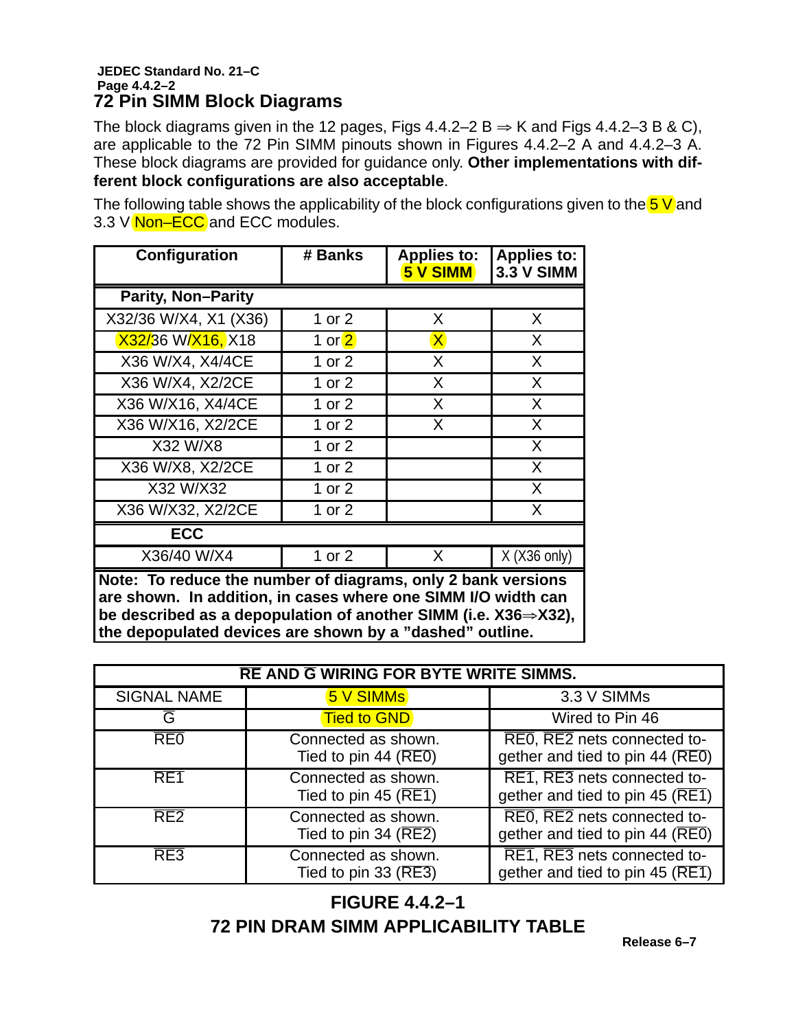## 72 Pin SIMM Block Diagrams

The block diagrams given in the 12 pages, Figs 4.4.2–2 B ⇒ K and Figs 4.4.2–3 B & C), are applicable to the 72 Pin SIMM pinouts shown in Figures 4.4.2–2 A and 4.4.2–3 A. These block diagrams are provided for guidance only. **Other implementations with different block configurations are also acceptable**.

The following table shows the applicability of the block configurations given to the 5 V and 3.3 V Non–ECC and ECC modules.

| Configuration | # Banks | Applies to: 5 V SIMM | Applies to: 3.3 V SIMM |
|---|---|---|---|
| **Parity, Non–Parity** | | | |
| X32/36 W/X4, X1 (X36) | 1 or 2 | X | X |
| X32/36 W/X16, X18 | 1 or 2 | X | X |
| X36 W/X4, X4/4CE | 1 or 2 | X | X |
| X36 W/X4, X2/2CE | 1 or 2 | X | X |
| X36 W/X16, X4/4CE | 1 or 2 | X | X |
| X36 W/X16, X2/2CE | 1 or 2 | X | X |
| X32 W/X8 | 1 or 2 | | X |
| X36 W/X8, X2/2CE | 1 or 2 | | X |
| X32 W/X32 | 1 or 2 | | X |
| X36 W/X32, X2/2CE | 1 or 2 | | X |
| **ECC** | | | |
| X36/40 W/X4 | 1 or 2 | X | X (X36 only) |

**Note: To reduce the number of diagrams, only 2 bank versions are shown. In addition, in cases where one SIMM I/O width can be described as a depopulation of another SIMM (i.e. X36⇒X32), the depopulated devices are shown by a "dashed" outline.**

| $\overline{RE}$ AND $\overline{G}$ WIRING FOR BYTE WRITE SIMMS. | | |
|---|---|---|
| SIGNAL NAME | 5 V SIMMs | 3.3 V SIMMs |
| $\overline{G}$ | Tied to GND | Wired to Pin 46 |
| $\overline{RE0}$ | Connected as shown. Tied to pin 44 ($\overline{RE0}$) | $\overline{RE0}$, $\overline{RE2}$ nets connected together and tied to pin 44 ($\overline{RE0}$) |
| $\overline{RE1}$ | Connected as shown. Tied to pin 45 ($\overline{RE1}$) | $\overline{RE1}$, $\overline{RE3}$ nets connected together and tied to pin 45 ($\overline{RE1}$) |
| $\overline{RE2}$ | Connected as shown. Tied to pin 34 ($\overline{RE2}$) | $\overline{RE0}$, $\overline{RE2}$ nets connected together and tied to pin 44 ($\overline{RE0}$) |
| $\overline{RE3}$ | Connected as shown. Tied to pin 33 ($\overline{RE3}$) | $\overline{RE1}$, $\overline{RE3}$ nets connected together and tied to pin 45 ($\overline{RE1}$) |

**FIGURE 4.4.2–1**
**72 PIN DRAM SIMM APPLICABILITY TABLE**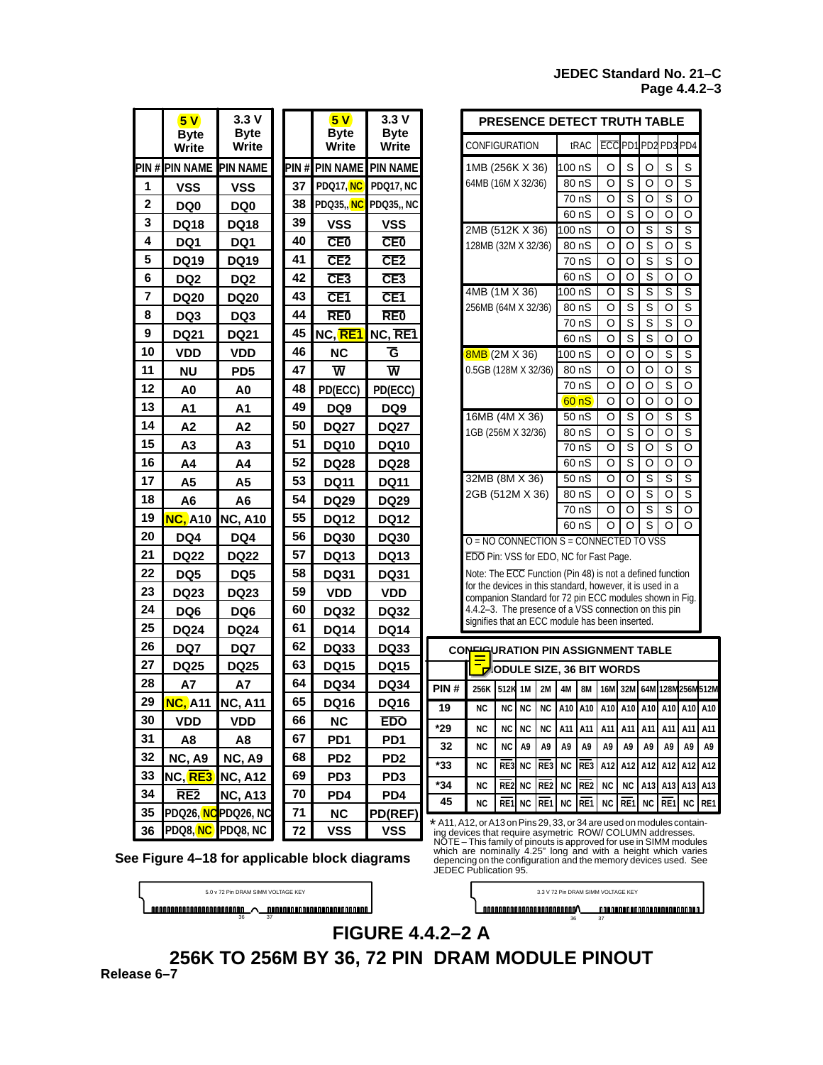| PIN # | 5 V Byte Write PIN NAME | 3.3 V Byte Write PIN NAME |
|---|---|---|
| 1 | VSS | VSS |
| 2 | DQ0 | DQ0 |
| 3 | DQ18 | DQ18 |
| 4 | DQ1 | DQ1 |
| 5 | DQ19 | DQ19 |
| 6 | DQ2 | DQ2 |
| 7 | DQ20 | DQ20 |
| 8 | DQ3 | DQ3 |
| 9 | DQ21 | DQ21 |
| 10 | VDD | VDD |
| 11 | NU | PD5 |
| 12 | A0 | A0 |
| 13 | A1 | A1 |
| 14 | A2 | A2 |
| 15 | A3 | A3 |
| 16 | A4 | A4 |
| 17 | A5 | A5 |
| 18 | A6 | A6 |
| 19 | NC, A10 | NC, A10 |
| 20 | DQ4 | DQ4 |
| 21 | DQ22 | DQ22 |
| 22 | DQ5 | DQ5 |
| 23 | DQ23 | DQ23 |
| 24 | DQ6 | DQ6 |
| 25 | DQ24 | DQ24 |
| 26 | DQ7 | DQ7 |
| 27 | DQ25 | DQ25 |
| 28 | A7 | A7 |
| 29 | NC, A11 | NC, A11 |
| 30 | VDD | VDD |
| 31 | A8 | A8 |
| 32 | NC, A9 | NC, A9 |
| 33 | NC, RE3 | NC, A12 |
| 34 | RE2 | NC, A13 |
| 35 | PDQ26, NC | PDQ26, NC |
| 36 | PDQ8, NC | PDQ8, NC |

| PIN # | 5 V Byte Write PIN NAME | 3.3 V Byte Write PIN NAME |
|---|---|---|
| 37 | PDQ17, NC | PDQ17, NC |
| 38 | PDQ35,, NC | PDQ35,, NC |
| 39 | VSS | VSS |
| 40 | CE0 | CE0 |
| 41 | CE2 | CE2 |
| 42 | CE3 | CE3 |
| 43 | CE1 | CE1 |
| 44 | RE0 | RE0 |
| 45 | NC, RE1 | NC, RE1 |
| 46 | NC | G |
| 47 | W | W |
| 48 | PD(ECC) | PD(ECC) |
| 49 | DQ9 | DQ9 |
| 50 | DQ27 | DQ27 |
| 51 | DQ10 | DQ10 |
| 52 | DQ28 | DQ28 |
| 53 | DQ11 | DQ11 |
| 54 | DQ29 | DQ29 |
| 55 | DQ12 | DQ12 |
| 56 | DQ30 | DQ30 |
| 57 | DQ13 | DQ13 |
| 58 | DQ31 | DQ31 |
| 59 | VDD | VDD |
| 60 | DQ32 | DQ32 |
| 61 | DQ14 | DQ14 |
| 62 | DQ33 | DQ33 |
| 63 | DQ15 | DQ15 |
| 64 | DQ34 | DQ34 |
| 65 | DQ16 | DQ16 |
| 66 | NC | EDO |
| 67 | PD1 | PD1 |
| 68 | PD2 | PD2 |
| 69 | PD3 | PD3 |
| 70 | PD4 | PD4 |
| 71 | NC | PD(REF) |
| 72 | VSS | VSS |

See Figure 4–18 for applicable block diagrams

**PRESENCE DETECT TRUTH TABLE**

| CONFIGURATION | tRAC | ECC | PD1 | PD2 | PD3 | PD4 |
|---|---|---|---|---|---|---|
| 1MB (256K X 36) 64MB (16M X 32/36) | 100 nS | O | S | O | S | S |
| | 80 nS | O | S | O | O | S |
| | 70 nS | O | S | O | S | O |
| | 60 nS | O | S | O | O | O |
| 2MB (512K X 36) 128MB (32M X 32/36) | 100 nS | O | O | S | S | S |
| | 80 nS | O | O | S | O | S |
| | 70 nS | O | O | S | S | O |
| | 60 nS | O | O | S | O | O |
| 4MB (1M X 36) 256MB (64M X 32/36) | 100 nS | O | S | S | S | S |
| | 80 nS | O | S | S | O | S |
| | 70 nS | O | S | S | S | O |
| | 60 nS | O | S | S | O | O |
| 8MB (2M X 36) 0.5GB (128M X 32/36) | 100 nS | O | O | O | S | S |
| | 80 nS | O | O | O | O | S |
| | 70 nS | O | O | O | S | O |
| | 60 nS | O | O | O | O | O |
| 16MB (4M X 36) 1GB (256M X 32/36) | 50 nS | O | S | O | S | S |
| | 80 nS | O | S | O | O | S |
| | 70 nS | O | S | O | S | O |
| | 60 nS | O | S | O | O | O |
| 32MB (8M X 36) 2GB (512M X 36) | 50 nS | O | O | S | S | S |
| | 80 nS | O | O | S | O | S |
| | 70 nS | O | O | S | S | O |
| | 60 nS | O | O | S | O | O |

O = NO CONNECTION S = CONNECTED TO VSS

EDO Pin: VSS for EDO, NC for Fast Page.

Note: The ECC Function (Pin 48) is not a defined function for the devices in this standard, however, it is used in a companion Standard for 72 pin ECC modules shown in Fig. 4.4.2–3. The presence of a VSS connection on this pin signifies that an ECC module has been inserted.

**CONFIGURATION PIN ASSIGNMENT TABLE**

| PIN # | 256K | 512K | 1M | 2M | 4M | 8M | 16M | 32M | 64M | 128M | 256M | 512M |
|---|---|---|---|---|---|---|---|---|---|---|---|---|
| | MODULE SIZE, 36 BIT WORDS | | | | | | | | | | | |
| 19 | NC | NC | NC | NC | A10 | A10 | A10 | A10 | A10 | A10 | A10 | A10 |
| *29 | NC | NC | NC | NC | A11 | A11 | A11 | A11 | A11 | A11 | A11 | A11 |
| 32 | NC | NC | A9 | A9 | A9 | A9 | A9 | A9 | A9 | A9 | A9 | A9 |
| *33 | NC | RE3 | NC | RE3 | NC | RE3 | A12 | A12 | A12 | A12 | A12 | A12 |
| *34 | NC | RE2 | NC | RE2 | NC | RE2 | NC | NC | A13 | A13 | A13 | A13 |
| 45 | NC | RE1 | NC | RE1 | NC | RE1 | NC | RE1 | NC | RE1 | NC | RE1 |

* A11, A12, or A13 on Pins 29, 33, or 34 are used on modules containing devices that require asymetric ROW/ COLUMN addresses.
NOTE – This family of pinouts is approved for use in SIMM modules which are nominally 4.25" long and with a height which varies depencing on the configuration and the memory devices used. See JEDEC Publication 95.

5.0 v 72 Pin DRAM SIMM VOLTAGE KEY (36, 37)

3.3 V 72 Pin DRAM SIMM VOLTAGE KEY (36, 37)

# FIGURE 4.4.2–2 A

# 256K TO 256M BY 36, 72 PIN DRAM MODULE PINOUT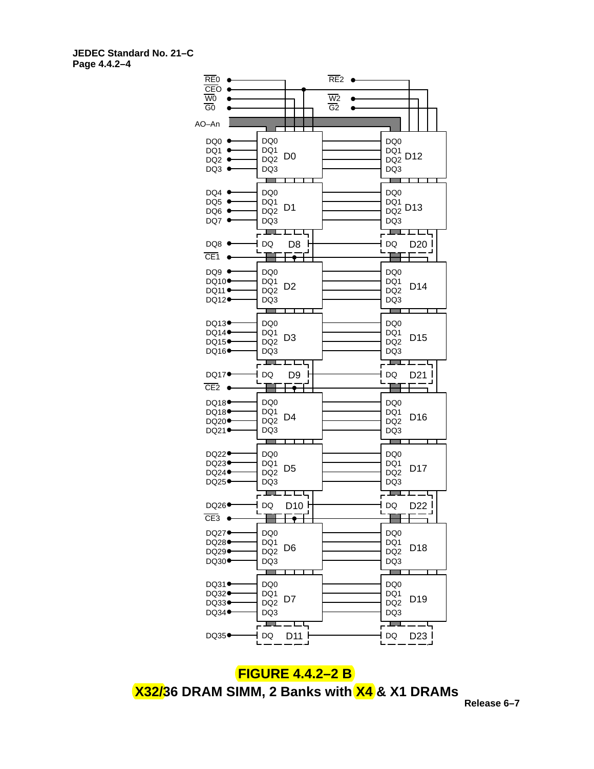RE0
CEO
W0
G0
RE2
W2
G2
AO–An

DQ0
DQ1
DQ2
DQ3
DQ0 DQ1 DQ2 DQ3 D0
DQ0 DQ1 DQ2 DQ3 D12

DQ4
DQ5
DQ6
DQ7
DQ0 DQ1 DQ2 DQ3 D1
DQ0 DQ1 DQ2 DQ3 D13

DQ8
DQ D8
DQ D20
CE1

DQ9
DQ10
DQ11
DQ12
DQ0 DQ1 DQ2 DQ3 D2
DQ0 DQ1 DQ2 DQ3 D14

DQ13
DQ14
DQ15
DQ16
DQ0 DQ1 DQ2 DQ3 D3
DQ0 DQ1 DQ2 DQ3 D15

DQ17
DQ D9
DQ D21
CE2

DQ18
DQ18
DQ20
DQ21
DQ0 DQ1 DQ2 DQ3 D4
DQ0 DQ1 DQ2 DQ3 D16

DQ22
DQ23
DQ24
DQ25
DQ0 DQ1 DQ2 DQ3 D5
DQ0 DQ1 DQ2 DQ3 D17

DQ26
DQ D10
DQ D22
CE3

DQ27
DQ28
DQ29
DQ30
DQ0 DQ1 DQ2 DQ3 D6
DQ0 DQ1 DQ2 DQ3 D18

DQ31
DQ32
DQ33
DQ34
DQ0 DQ1 DQ2 DQ3 D7
DQ0 DQ1 DQ2 DQ3 D19

DQ35
DQ D11
DQ D23

**FIGURE 4.4.2–2 B**

**X32/36 DRAM SIMM, 2 Banks with X4 & X1 DRAMs**